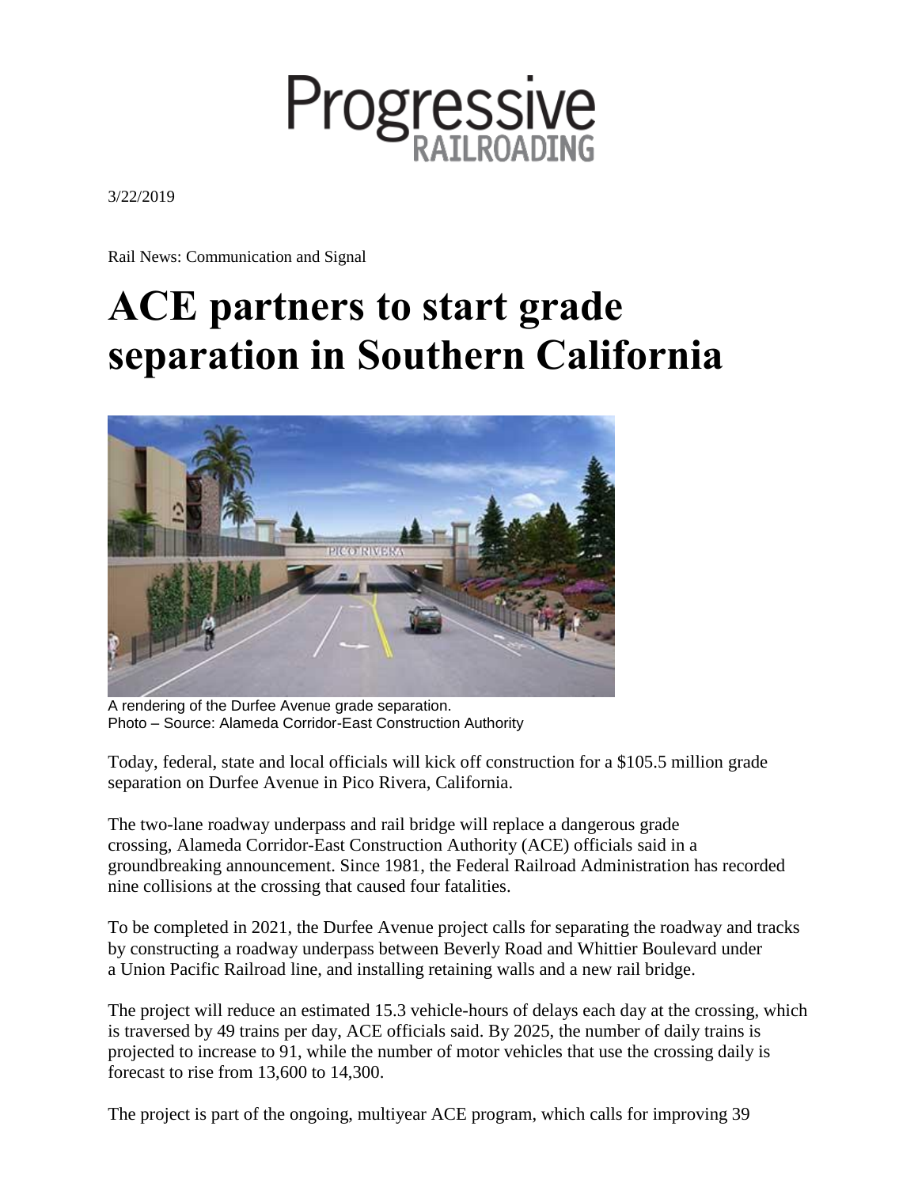Progressive RAILROADING

3/22/2019

Rail News: Communication and Signal

# ACE partners to start grade separation in Southern California

A rendering of the Durfee Avenue grade separation.
Photo – Source: Alameda Corridor-East Construction Authority

Today, federal, state and local officials will kick off construction for a $105.5 million grade separation on Durfee Avenue in Pico Rivera, California.

The two-lane roadway underpass and rail bridge will replace a dangerous grade crossing, Alameda Corridor-East Construction Authority (ACE) officials said in a groundbreaking announcement. Since 1981, the Federal Railroad Administration has recorded nine collisions at the crossing that caused four fatalities.

To be completed in 2021, the Durfee Avenue project calls for separating the roadway and tracks by constructing a roadway underpass between Beverly Road and Whittier Boulevard under a Union Pacific Railroad line, and installing retaining walls and a new rail bridge.

The project will reduce an estimated 15.3 vehicle-hours of delays each day at the crossing, which is traversed by 49 trains per day, ACE officials said. By 2025, the number of daily trains is projected to increase to 91, while the number of motor vehicles that use the crossing daily is forecast to rise from 13,600 to 14,300.

The project is part of the ongoing, multiyear ACE program, which calls for improving 39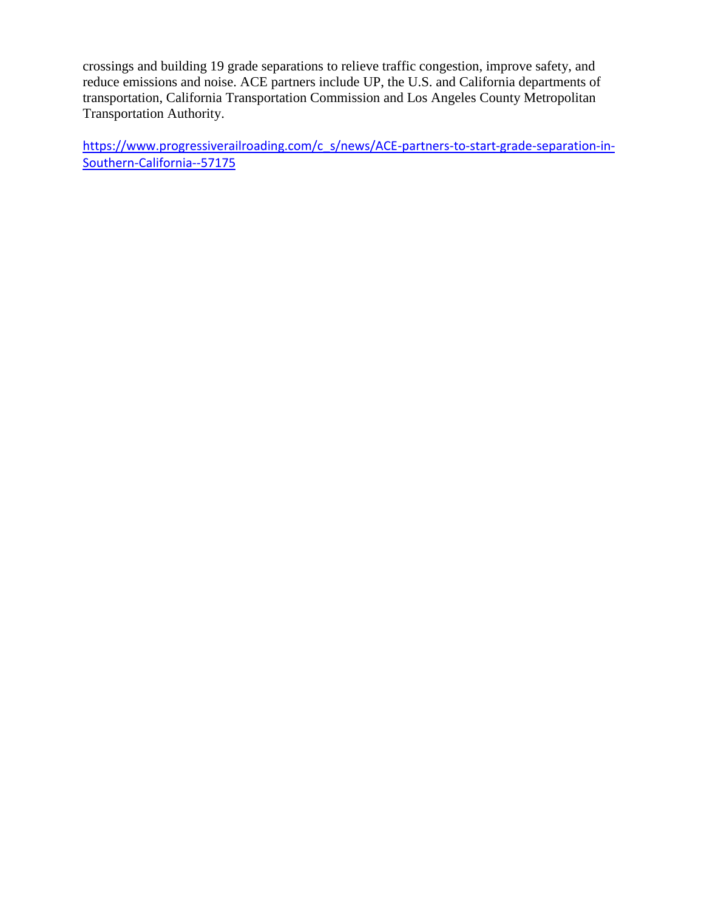crossings and building 19 grade separations to relieve traffic congestion, improve safety, and reduce emissions and noise. ACE partners include UP, the U.S. and California departments of transportation, California Transportation Commission and Los Angeles County Metropolitan Transportation Authority.

https://www.progressiverailroading.com/c_s/news/ACE-partners-to-start-grade-separation-in-Southern-California--57175